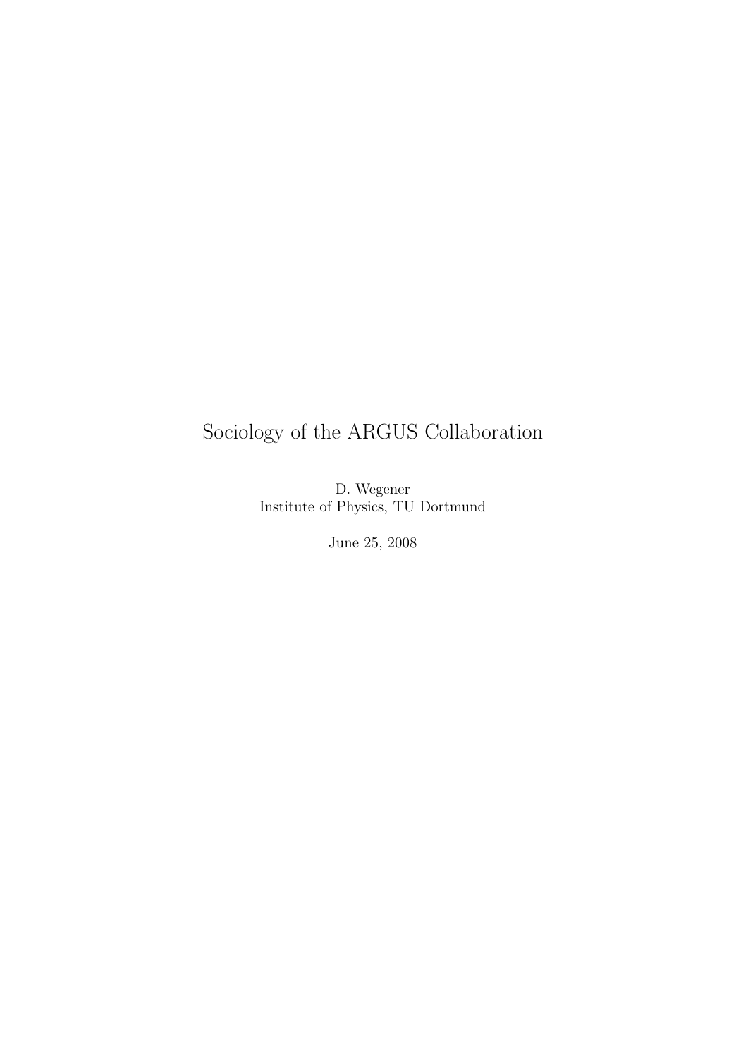# Sociology of the ARGUS Collaboration

D. Wegener
Institute of Physics, TU Dortmund

June 25, 2008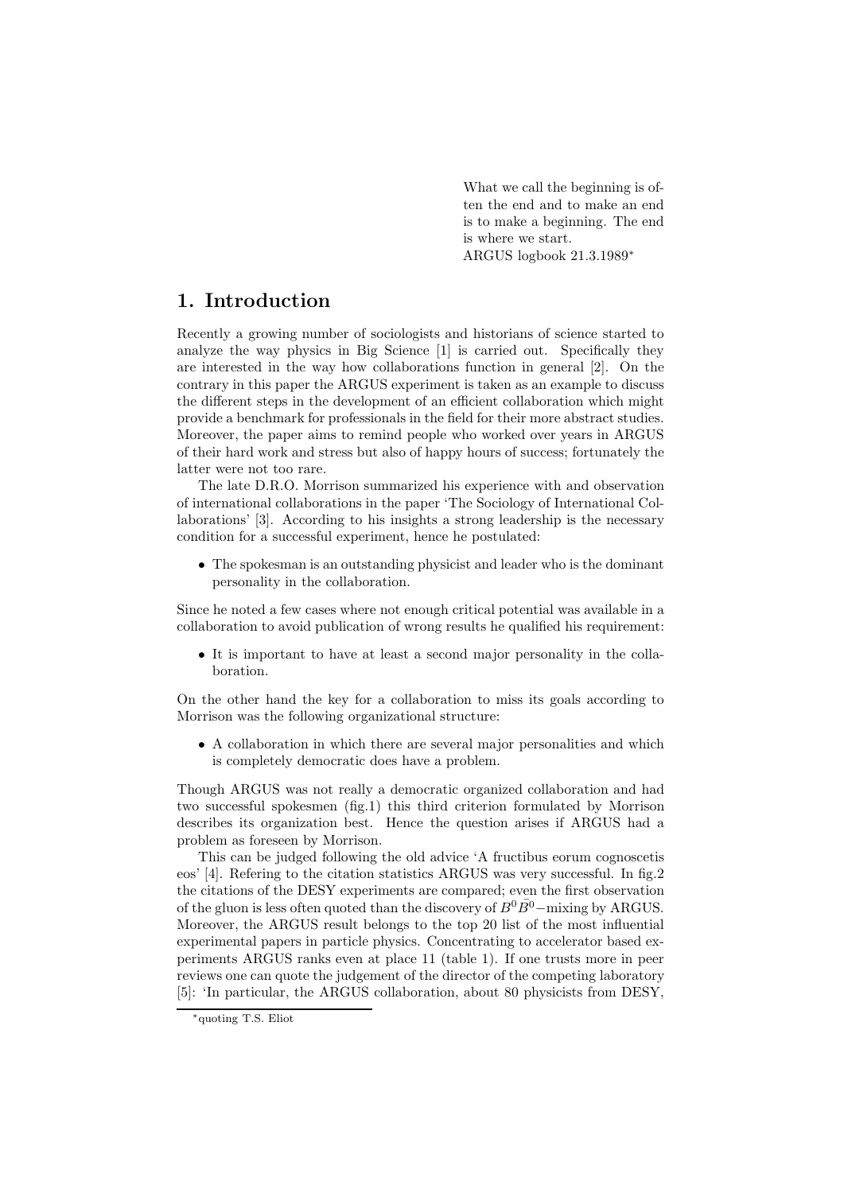What we call the beginning is often the end and to make an end is to make a beginning. The end is where we start.
ARGUS logbook 21.3.1989*

# 1. Introduction

Recently a growing number of sociologists and historians of science started to analyze the way physics in Big Science [1] is carried out. Specifically they are interested in the way how collaborations function in general [2]. On the contrary in this paper the ARGUS experiment is taken as an example to discuss the different steps in the development of an efficient collaboration which might provide a benchmark for professionals in the field for their more abstract studies. Moreover, the paper aims to remind people who worked over years in ARGUS of their hard work and stress but also of happy hours of success; fortunately the latter were not too rare.

The late D.R.O. Morrison summarized his experience with and observation of international collaborations in the paper 'The Sociology of International Collaborations' [3]. According to his insights a strong leadership is the necessary condition for a successful experiment, hence he postulated:

- The spokesman is an outstanding physicist and leader who is the dominant personality in the collaboration.

Since he noted a few cases where not enough critical potential was available in a collaboration to avoid publication of wrong results he qualified his requirement:

- It is important to have at least a second major personality in the collaboration.

On the other hand the key for a collaboration to miss its goals according to Morrison was the following organizational structure:

- A collaboration in which there are several major personalities and which is completely democratic does have a problem.

Though ARGUS was not really a democratic organized collaboration and had two successful spokesmen (fig.1) this third criterion formulated by Morrison describes its organization best. Hence the question arises if ARGUS had a problem as foreseen by Morrison.

This can be judged following the old advice 'A fructibus eorum cognoscetis eos' [4]. Refering to the citation statistics ARGUS was very successful. In fig.2 the citations of the DESY experiments are compared; even the first observation of the gluon is less often quoted than the discovery of $B^0\bar{B}^0-$mixing by ARGUS. Moreover, the ARGUS result belongs to the top 20 list of the most influential experimental papers in particle physics. Concentrating to accelerator based experiments ARGUS ranks even at place 11 (table 1). If one trusts more in peer reviews one can quote the judgement of the director of the competing laboratory [5]: 'In particular, the ARGUS collaboration, about 80 physicists from DESY,

*quoting T.S. Eliot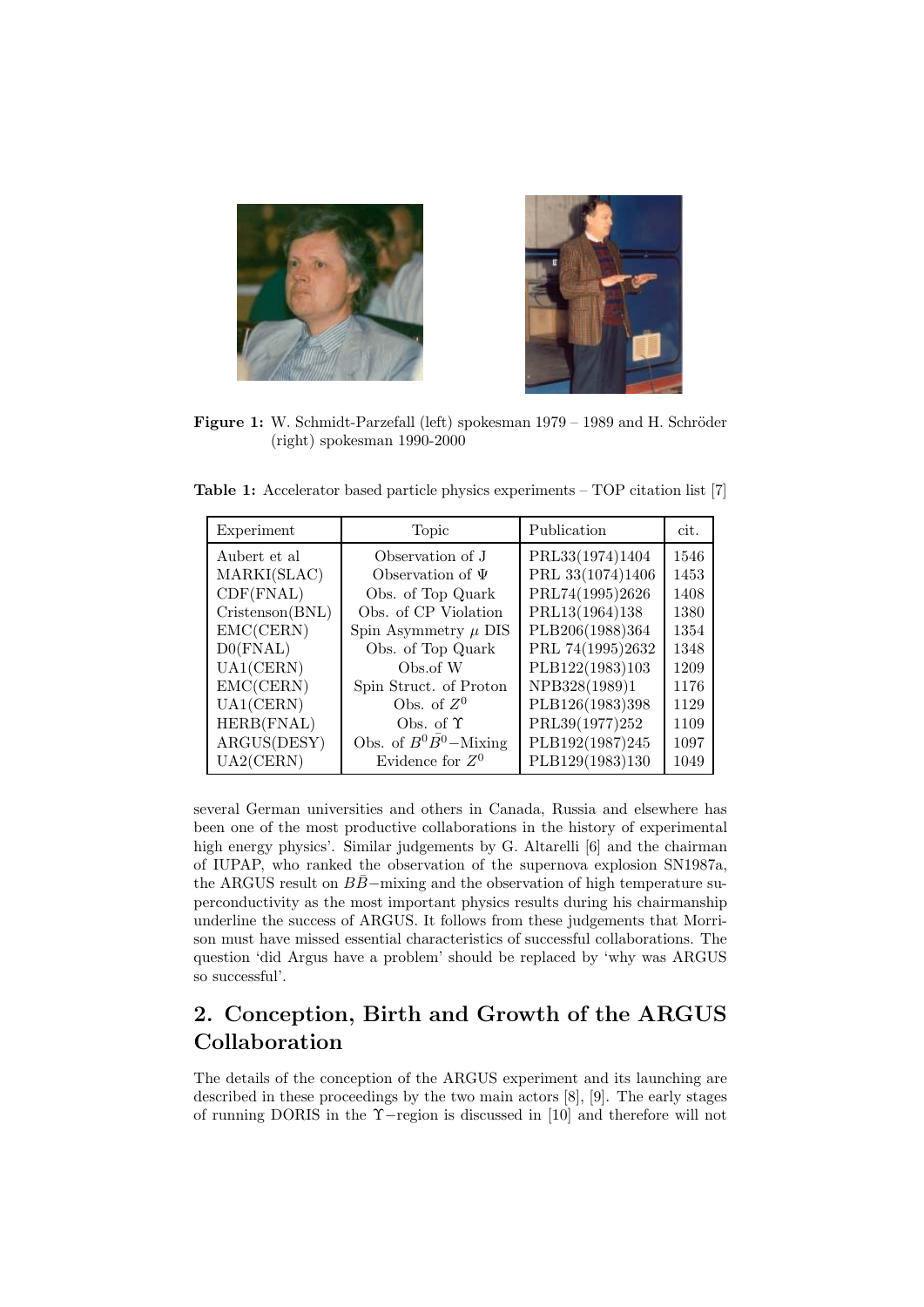**Figure 1:** W. Schmidt-Parzefall (left) spokesman 1979 – 1989 and H. Schröder (right) spokesman 1990-2000

**Table 1:** Accelerator based particle physics experiments – TOP citation list [7]

| Experiment | Topic | Publication | cit. |
|---|---|---|---|
| Aubert et al | Observation of J | PRL33(1974)1404 | 1546 |
| MARKI(SLAC) | Observation of $\Psi$ | PRL 33(1074)1406 | 1453 |
| CDF(FNAL) | Obs. of Top Quark | PRL74(1995)2626 | 1408 |
| Cristenson(BNL) | Obs. of CP Violation | PRL13(1964)138 | 1380 |
| EMC(CERN) | Spin Asymmetry $\mu$ DIS | PLB206(1988)364 | 1354 |
| D0(FNAL) | Obs. of Top Quark | PRL 74(1995)2632 | 1348 |
| UA1(CERN) | Obs.of W | PLB122(1983)103 | 1209 |
| EMC(CERN) | Spin Struct. of Proton | NPB328(1989)1 | 1176 |
| UA1(CERN) | Obs. of $Z^0$ | PLB126(1983)398 | 1129 |
| HERB(FNAL) | Obs. of $\Upsilon$ | PRL39(1977)252 | 1109 |
| ARGUS(DESY) | Obs. of $B^0\bar{B}^0-$Mixing | PLB192(1987)245 | 1097 |
| UA2(CERN) | Evidence for $Z^0$ | PLB129(1983)130 | 1049 |

several German universities and others in Canada, Russia and elsewhere has been one of the most productive collaborations in the history of experimental high energy physics'. Similar judgements by G. Altarelli [6] and the chairman of IUPAP, who ranked the observation of the supernova explosion SN1987a, the ARGUS result on $B\bar{B}-$mixing and the observation of high temperature superconductivity as the most important physics results during his chairmanship underline the success of ARGUS. It follows from these judgements that Morrison must have missed essential characteristics of successful collaborations. The question 'did Argus have a problem' should be replaced by 'why was ARGUS so successful'.

## 2. Conception, Birth and Growth of the ARGUS Collaboration

The details of the conception of the ARGUS experiment and its launching are described in these proceedings by the two main actors [8], [9]. The early stages of running DORIS in the $\Upsilon-$region is discussed in [10] and therefore will not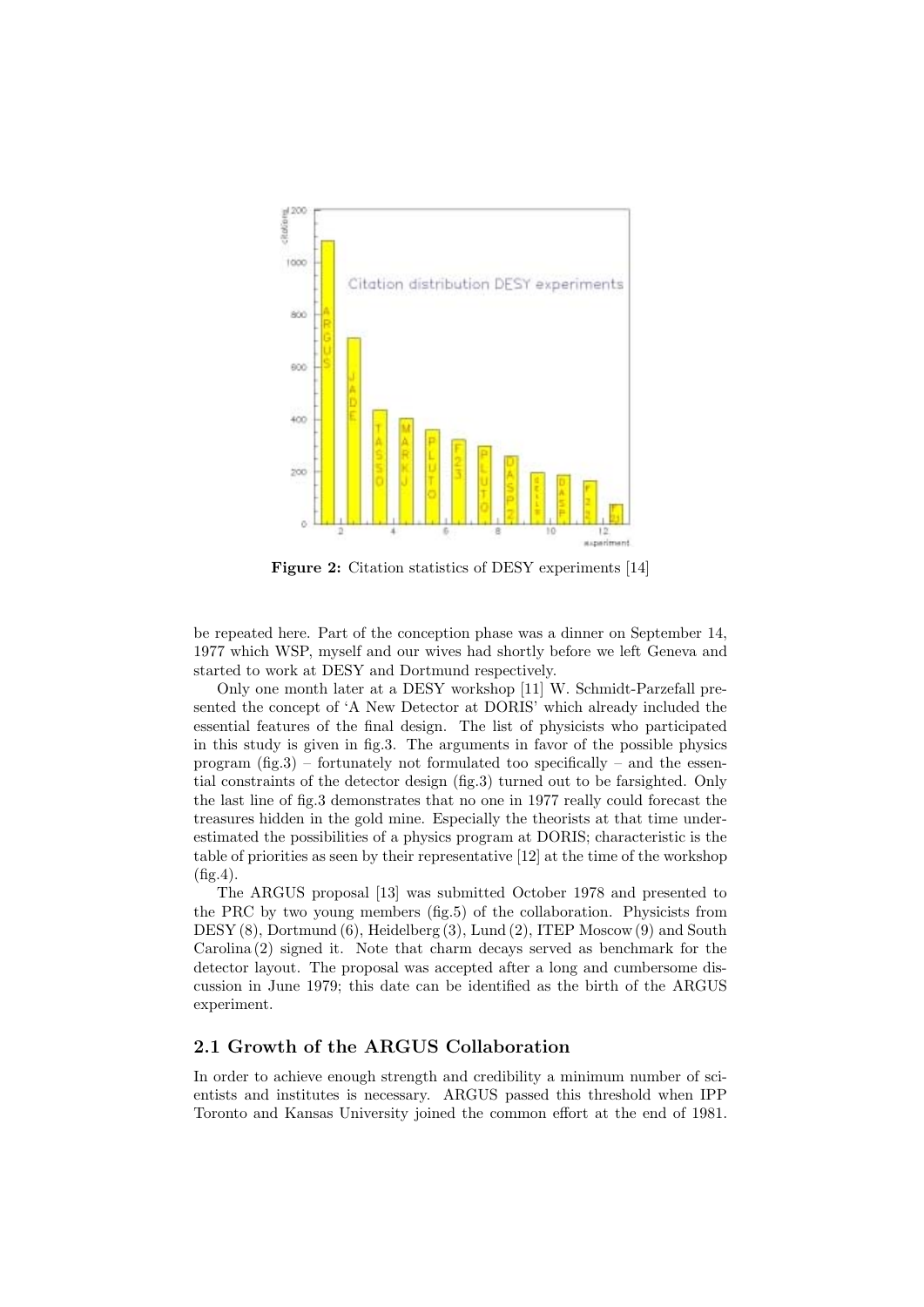**Figure 2:** Citation statistics of DESY experiments [14]

be repeated here. Part of the conception phase was a dinner on September 14, 1977 which WSP, myself and our wives had shortly before we left Geneva and started to work at DESY and Dortmund respectively.

Only one month later at a DESY workshop [11] W. Schmidt-Parzefall presented the concept of 'A New Detector at DORIS' which already included the essential features of the final design. The list of physicists who participated in this study is given in fig.3. The arguments in favor of the possible physics program (fig.3) – fortunately not formulated too specifically – and the essential constraints of the detector design (fig.3) turned out to be farsighted. Only the last line of fig.3 demonstrates that no one in 1977 really could forecast the treasures hidden in the gold mine. Especially the theorists at that time underestimated the possibilities of a physics program at DORIS; characteristic is the table of priorities as seen by their representative [12] at the time of the workshop (fig.4).

The ARGUS proposal [13] was submitted October 1978 and presented to the PRC by two young members (fig.5) of the collaboration. Physicists from DESY (8), Dortmund (6), Heidelberg (3), Lund (2), ITEP Moscow (9) and South Carolina (2) signed it. Note that charm decays served as benchmark for the detector layout. The proposal was accepted after a long and cumbersome discussion in June 1979; this date can be identified as the birth of the ARGUS experiment.

## 2.1 Growth of the ARGUS Collaboration

In order to achieve enough strength and credibility a minimum number of scientists and institutes is necessary. ARGUS passed this threshold when IPP Toronto and Kansas University joined the common effort at the end of 1981.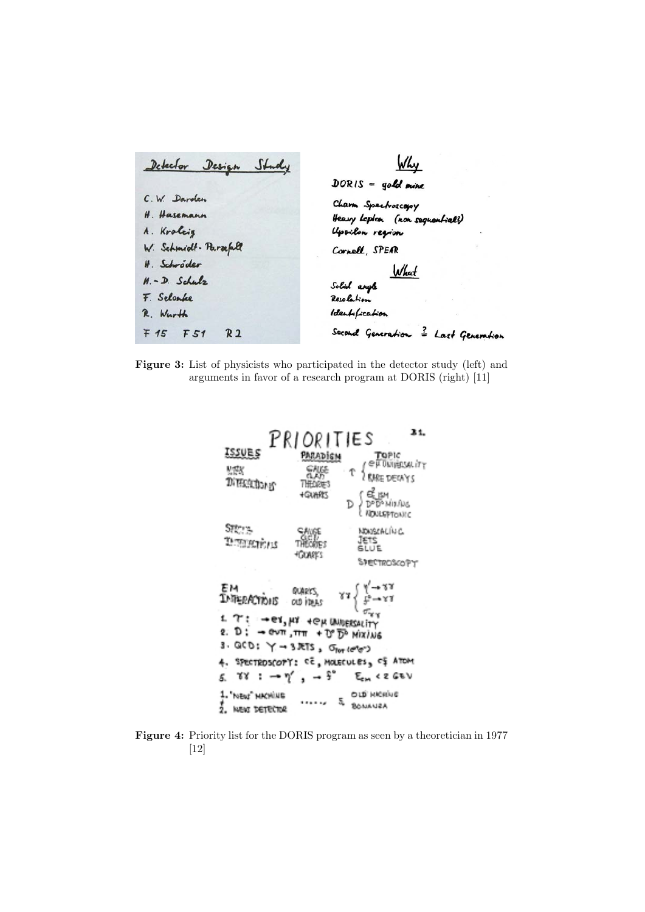Figure 3: List of physicists who participated in the detector study (left) and arguments in favor of a research program at DORIS (right) [11]

Figure 4: Priority list for the DORIS program as seen by a theoretician in 1977 [12]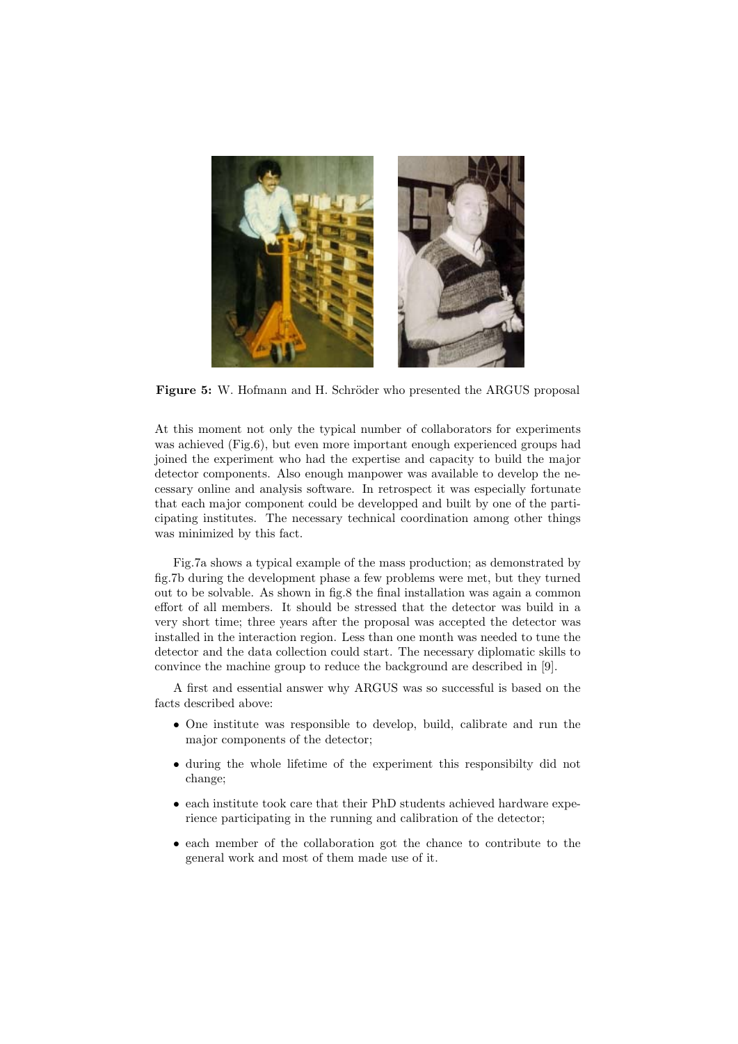**Figure 5:** W. Hofmann and H. Schröder who presented the ARGUS proposal

At this moment not only the typical number of collaborators for experiments was achieved (Fig.6), but even more important enough experienced groups had joined the experiment who had the expertise and capacity to build the major detector components. Also enough manpower was available to develop the necessary online and analysis software. In retrospect it was especially fortunate that each major component could be developped and built by one of the participating institutes. The necessary technical coordination among other things was minimized by this fact.

Fig.7a shows a typical example of the mass production; as demonstrated by fig.7b during the development phase a few problems were met, but they turned out to be solvable. As shown in fig.8 the final installation was again a common effort of all members. It should be stressed that the detector was build in a very short time; three years after the proposal was accepted the detector was installed in the interaction region. Less than one month was needed to tune the detector and the data collection could start. The necessary diplomatic skills to convince the machine group to reduce the background are described in [9].

A first and essential answer why ARGUS was so successful is based on the facts described above:

- One institute was responsible to develop, build, calibrate and run the major components of the detector;
- during the whole lifetime of the experiment this responsibilty did not change;
- each institute took care that their PhD students achieved hardware experience participating in the running and calibration of the detector;
- each member of the collaboration got the chance to contribute to the general work and most of them made use of it.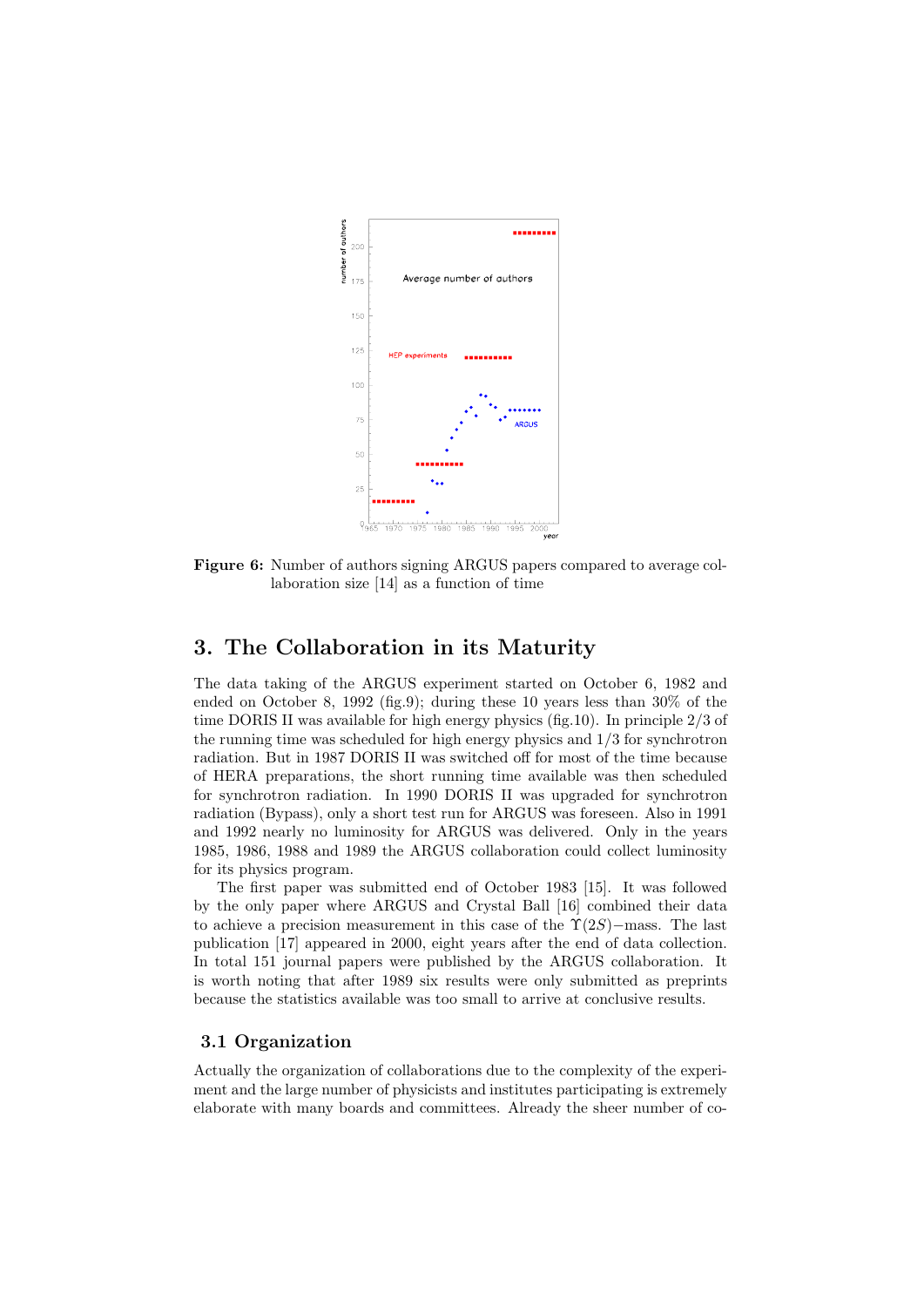**Figure 6:** Number of authors signing ARGUS papers compared to average collaboration size [14] as a function of time

## 3. The Collaboration in its Maturity

The data taking of the ARGUS experiment started on October 6, 1982 and ended on October 8, 1992 (fig.9); during these 10 years less than 30% of the time DORIS II was available for high energy physics (fig.10). In principle 2/3 of the running time was scheduled for high energy physics and 1/3 for synchrotron radiation. But in 1987 DORIS II was switched off for most of the time because of HERA preparations, the short running time available was then scheduled for synchrotron radiation. In 1990 DORIS II was upgraded for synchrotron radiation (Bypass), only a short test run for ARGUS was foreseen. Also in 1991 and 1992 nearly no luminosity for ARGUS was delivered. Only in the years 1985, 1986, 1988 and 1989 the ARGUS collaboration could collect luminosity for its physics program.

The first paper was submitted end of October 1983 [15]. It was followed by the only paper where ARGUS and Crystal Ball [16] combined their data to achieve a precision measurement in this case of the $\Upsilon(2S)-$mass. The last publication [17] appeared in 2000, eight years after the end of data collection. In total 151 journal papers were published by the ARGUS collaboration. It is worth noting that after 1989 six results were only submitted as preprints because the statistics available was too small to arrive at conclusive results.

### 3.1 Organization

Actually the organization of collaborations due to the complexity of the experiment and the large number of physicists and institutes participating is extremely elaborate with many boards and committees. Already the sheer number of co-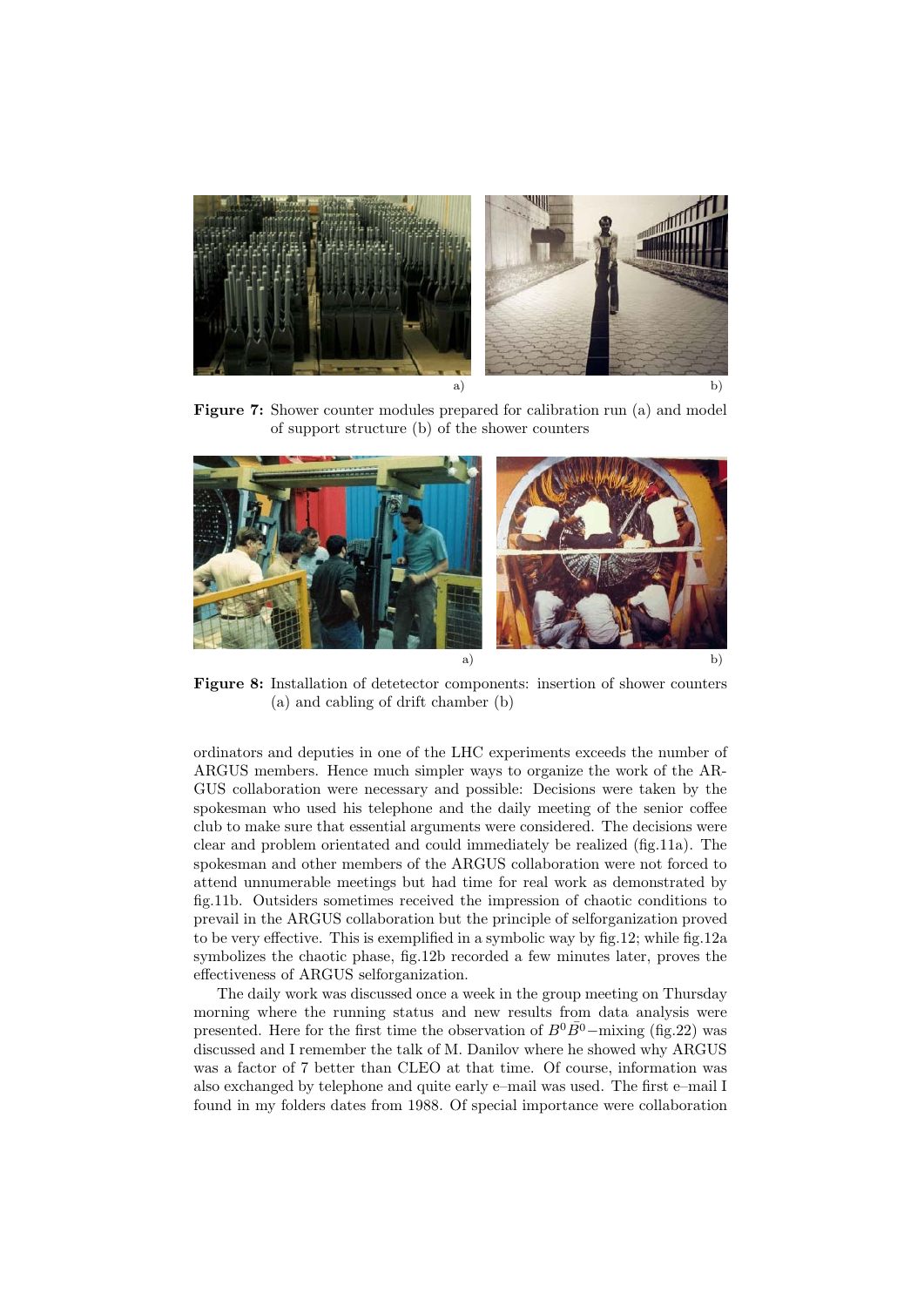**Figure 7:** Shower counter modules prepared for calibration run (a) and model of support structure (b) of the shower counters

**Figure 8:** Installation of detetector components: insertion of shower counters (a) and cabling of drift chamber (b)

ordinators and deputies in one of the LHC experiments exceeds the number of ARGUS members. Hence much simpler ways to organize the work of the ARGUS collaboration were necessary and possible: Decisions were taken by the spokesman who used his telephone and the daily meeting of the senior coffee club to make sure that essential arguments were considered. The decisions were clear and problem orientated and could immediately be realized (fig.11a). The spokesman and other members of the ARGUS collaboration were not forced to attend unnumerable meetings but had time for real work as demonstrated by fig.11b. Outsiders sometimes received the impression of chaotic conditions to prevail in the ARGUS collaboration but the principle of selforganization proved to be very effective. This is exemplified in a symbolic way by fig.12; while fig.12a symbolizes the chaotic phase, fig.12b recorded a few minutes later, proves the effectiveness of ARGUS selforganization.

The daily work was discussed once a week in the group meeting on Thursday morning where the running status and new results from data analysis were presented. Here for the first time the observation of $B^0\bar{B}^0-$mixing (fig.22) was discussed and I remember the talk of M. Danilov where he showed why ARGUS was a factor of 7 better than CLEO at that time. Of course, information was also exchanged by telephone and quite early e–mail was used. The first e–mail I found in my folders dates from 1988. Of special importance were collaboration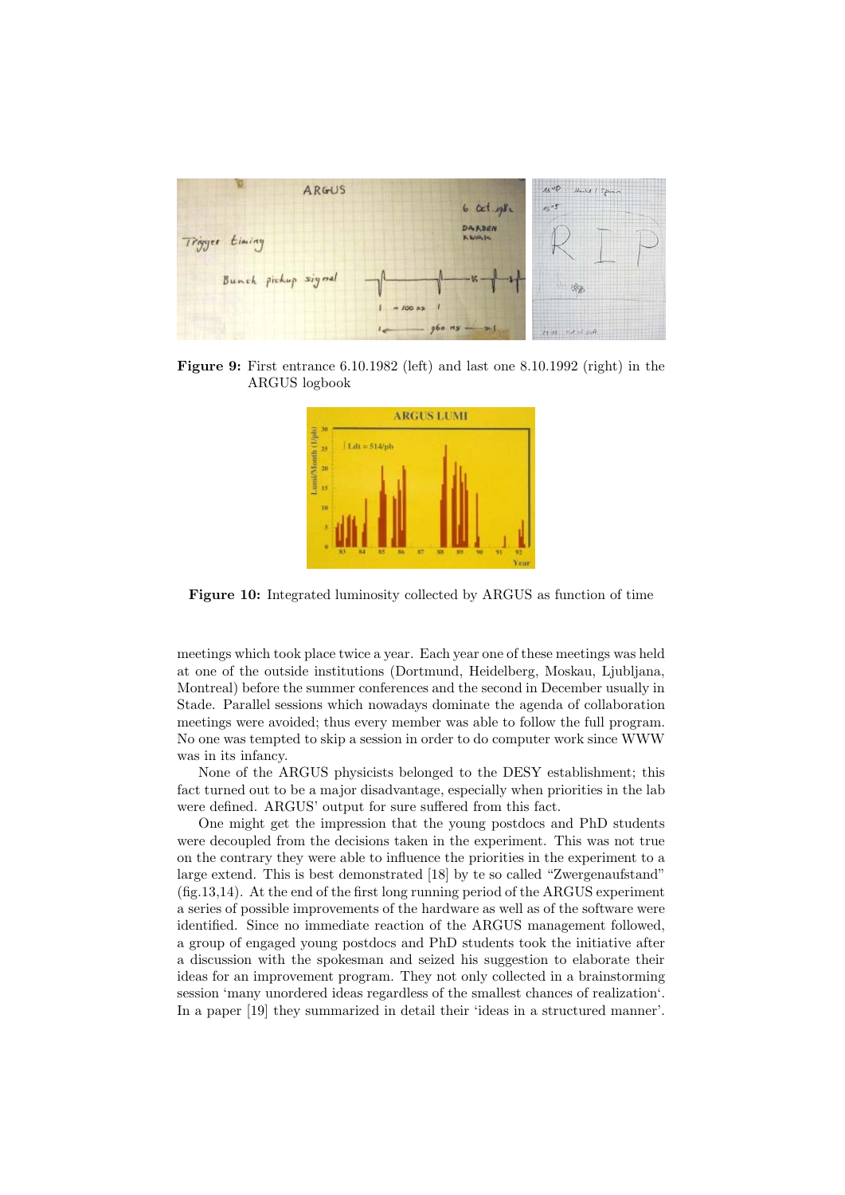**Figure 9:** First entrance 6.10.1982 (left) and last one 8.10.1992 (right) in the ARGUS logbook

**Figure 10:** Integrated luminosity collected by ARGUS as function of time

meetings which took place twice a year. Each year one of these meetings was held at one of the outside institutions (Dortmund, Heidelberg, Moskau, Ljubljana, Montreal) before the summer conferences and the second in December usually in Stade. Parallel sessions which nowadays dominate the agenda of collaboration meetings were avoided; thus every member was able to follow the full program. No one was tempted to skip a session in order to do computer work since WWW was in its infancy.

None of the ARGUS physicists belonged to the DESY establishment; this fact turned out to be a major disadvantage, especially when priorities in the lab were defined. ARGUS' output for sure suffered from this fact.

One might get the impression that the young postdocs and PhD students were decoupled from the decisions taken in the experiment. This was not true on the contrary they were able to influence the priorities in the experiment to a large extend. This is best demonstrated [18] by te so called "Zwergenaufstand" (fig.13,14). At the end of the first long running period of the ARGUS experiment a series of possible improvements of the hardware as well as of the software were identified. Since no immediate reaction of the ARGUS management followed, a group of engaged young postdocs and PhD students took the initiative after a discussion with the spokesman and seized his suggestion to elaborate their ideas for an improvement program. They not only collected in a brainstorming session 'many unordered ideas regardless of the smallest chances of realization'. In a paper [19] they summarized in detail their 'ideas in a structured manner'.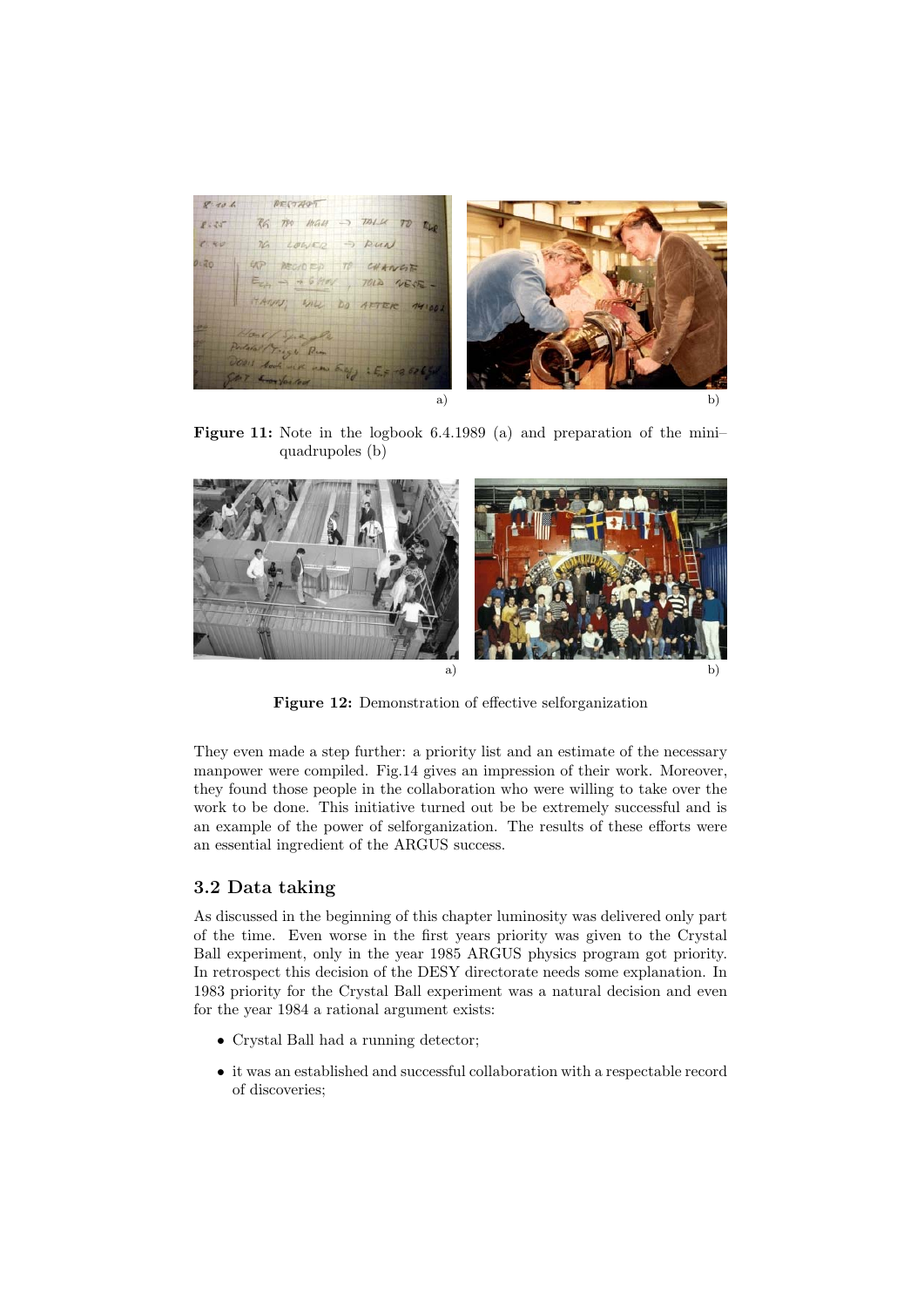a) b)

**Figure 11:** Note in the logbook 6.4.1989 (a) and preparation of the mini–quadrupoles (b)

a) b)

**Figure 12:** Demonstration of effective selforganization

They even made a step further: a priority list and an estimate of the necessary manpower were compiled. Fig.14 gives an impression of their work. Moreover, they found those people in the collaboration who were willing to take over the work to be done. This initiative turned out be be extremely successful and is an example of the power of selforganization. The results of these efforts were an essential ingredient of the ARGUS success.

## 3.2 Data taking

As discussed in the beginning of this chapter luminosity was delivered only part of the time. Even worse in the first years priority was given to the Crystal Ball experiment, only in the year 1985 ARGUS physics program got priority. In retrospect this decision of the DESY directorate needs some explanation. In 1983 priority for the Crystal Ball experiment was a natural decision and even for the year 1984 a rational argument exists:

- Crystal Ball had a running detector;
- it was an established and successful collaboration with a respectable record of discoveries;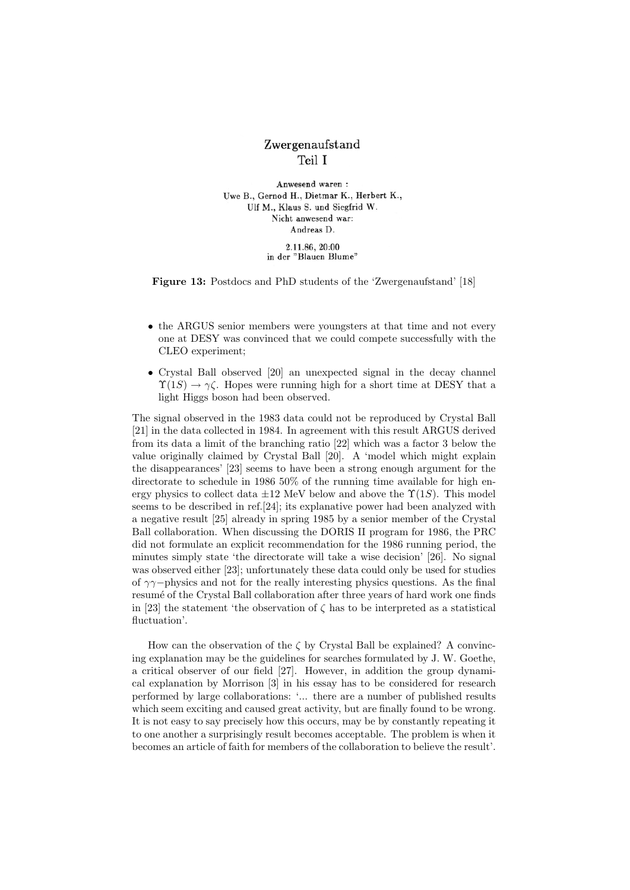Zwergenaufstand
Teil I

Anwesend waren :
Uwe B., Gernod H., Dietmar K., Herbert K.,
Ulf M., Klaus S. und Siegfrid W.
Nicht anwesend war:
Andreas D.

2.11.86, 20:00
in der "Blauen Blume"

**Figure 13:** Postdocs and PhD students of the 'Zwergenaufstand' [18]

- the ARGUS senior members were youngsters at that time and not every one at DESY was convinced that we could compete successfully with the CLEO experiment;
- Crystal Ball observed [20] an unexpected signal in the decay channel $\Upsilon(1S) \to \gamma\zeta$. Hopes were running high for a short time at DESY that a light Higgs boson had been observed.

The signal observed in the 1983 data could not be reproduced by Crystal Ball [21] in the data collected in 1984. In agreement with this result ARGUS derived from its data a limit of the branching ratio [22] which was a factor 3 below the value originally claimed by Crystal Ball [20]. A 'model which might explain the disappearances' [23] seems to have been a strong enough argument for the directorate to schedule in 1986 50% of the running time available for high energy physics to collect data $\pm 12$ MeV below and above the $\Upsilon(1S)$. This model seems to be described in ref.[24]; its explanative power had been analyzed with a negative result [25] already in spring 1985 by a senior member of the Crystal Ball collaboration. When discussing the DORIS II program for 1986, the PRC did not formulate an explicit recommendation for the 1986 running period, the minutes simply state 'the directorate will take a wise decision' [26]. No signal was observed either [23]; unfortunately these data could only be used for studies of $\gamma\gamma-$physics and not for the really interesting physics questions. As the final resumé of the Crystal Ball collaboration after three years of hard work one finds in [23] the statement 'the observation of $\zeta$ has to be interpreted as a statistical fluctuation'.

How can the observation of the $\zeta$ by Crystal Ball be explained? A convincing explanation may be the guidelines for searches formulated by J. W. Goethe, a critical observer of our field [27]. However, in addition the group dynamical explanation by Morrison [3] in his essay has to be considered for research performed by large collaborations: '... there are a number of published results which seem exciting and caused great activity, but are finally found to be wrong. It is not easy to say precisely how this occurs, may be by constantly repeating it to one another a surprisingly result becomes acceptable. The problem is when it becomes an article of faith for members of the collaboration to believe the result'.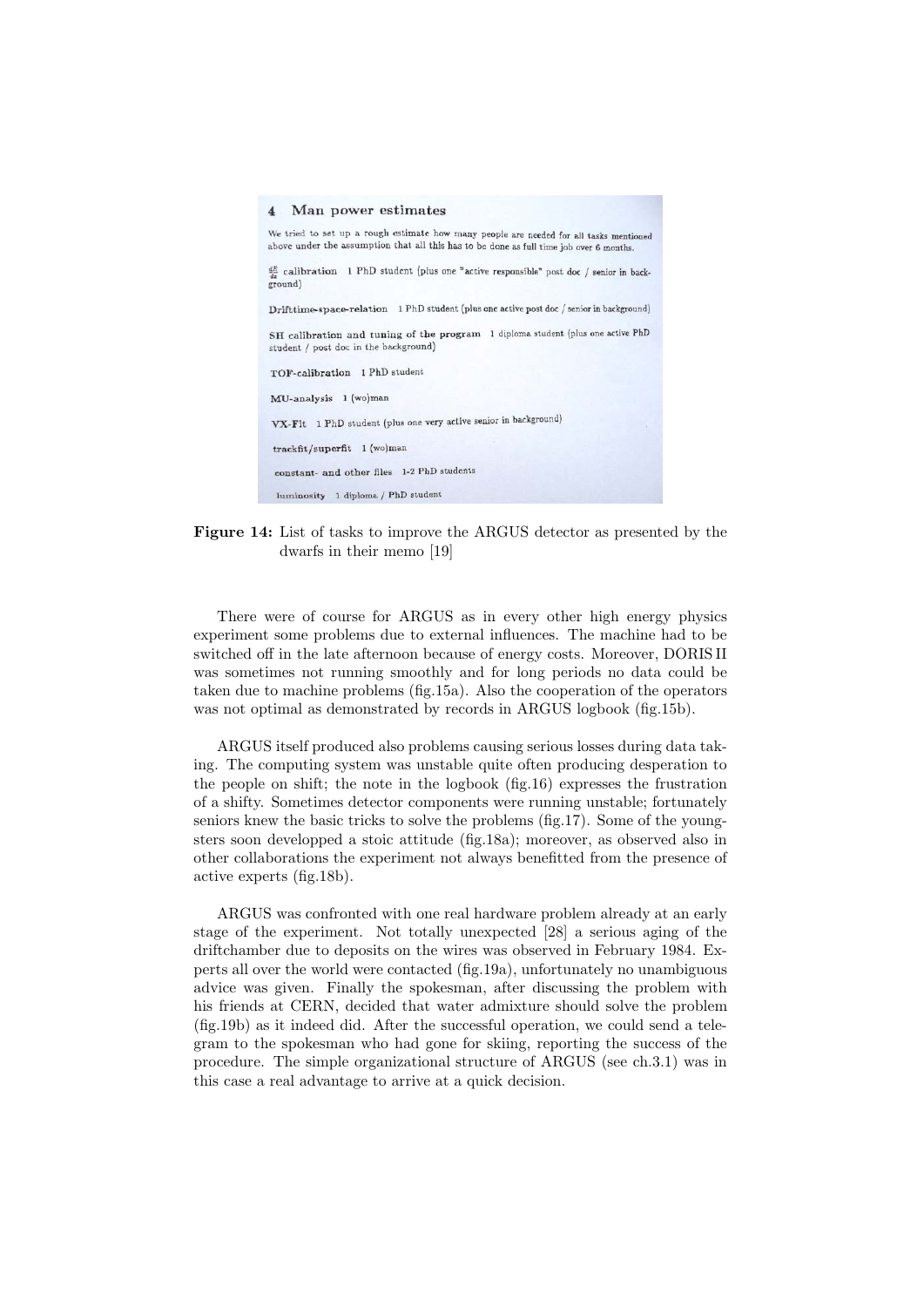## 4 Man power estimates

We tried to set up a rough estimate how many people are needed for all tasks mentioned above under the assumption that all this has to be done as full time job over 6 months.

**$\frac{dE}{dx}$ calibration** 1 PhD student (plus one "active responsible" post doc / senior in background)

**Drifttime-space-relation** 1 PhD student (plus one active post doc / senior in background)

**SH calibration and tuning of the program** 1 diploma student (plus one active PhD student / post doc in the background)

**TOF-calibration** 1 PhD student

**MU-analysis** 1 (wo)man

**VX-Fit** 1 PhD student (plus one very active senior in background)

**trackfit/superfit** 1 (wo)man

**constant- and other files** 1-2 PhD students

**luminosity** 1 diploma / PhD student

**Figure 14:** List of tasks to improve the ARGUS detector as presented by the dwarfs in their memo [19]

There were of course for ARGUS as in every other high energy physics experiment some problems due to external influences. The machine had to be switched off in the late afternoon because of energy costs. Moreover, DORIS II was sometimes not running smoothly and for long periods no data could be taken due to machine problems (fig.15a). Also the cooperation of the operators was not optimal as demonstrated by records in ARGUS logbook (fig.15b).

ARGUS itself produced also problems causing serious losses during data taking. The computing system was unstable quite often producing desperation to the people on shift; the note in the logbook (fig.16) expresses the frustration of a shifty. Sometimes detector components were running unstable; fortunately seniors knew the basic tricks to solve the problems (fig.17). Some of the youngsters soon developped a stoic attitude (fig.18a); moreover, as observed also in other collaborations the experiment not always benefitted from the presence of active experts (fig.18b).

ARGUS was confronted with one real hardware problem already at an early stage of the experiment. Not totally unexpected [28] a serious aging of the driftchamber due to deposits on the wires was observed in February 1984. Experts all over the world were contacted (fig.19a), unfortunately no unambiguous advice was given. Finally the spokesman, after discussing the problem with his friends at CERN, decided that water admixture should solve the problem (fig.19b) as it indeed did. After the successful operation, we could send a telegram to the spokesman who had gone for skiing, reporting the success of the procedure. The simple organizational structure of ARGUS (see ch.3.1) was in this case a real advantage to arrive at a quick decision.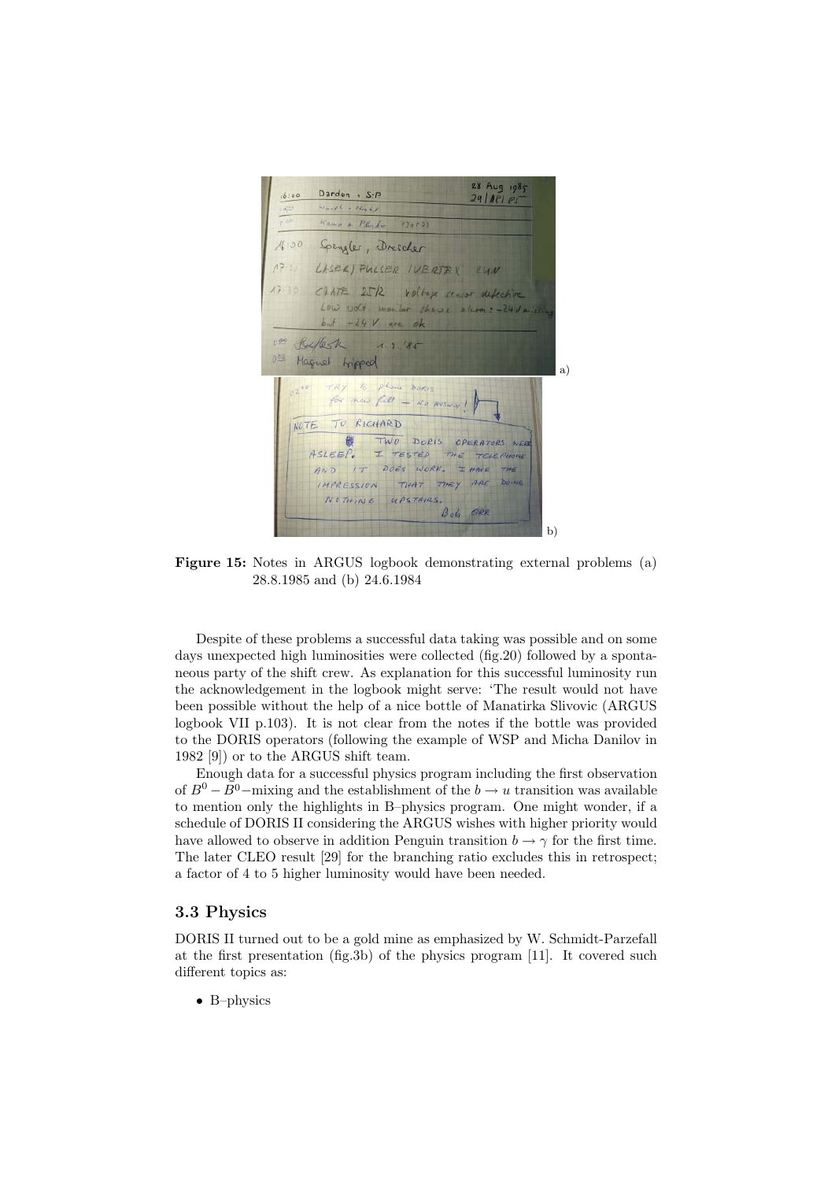**Figure 15:** Notes in ARGUS logbook demonstrating external problems (a) 28.8.1985 and (b) 24.6.1984

Despite of these problems a successful data taking was possible and on some days unexpected high luminosities were collected (fig.20) followed by a spontaneous party of the shift crew. As explanation for this successful luminosity run the acknowledgement in the logbook might serve: 'The result would not have been possible without the help of a nice bottle of Manatirka Slivovic (ARGUS logbook VII p.103). It is not clear from the notes if the bottle was provided to the DORIS operators (following the example of WSP and Micha Danilov in 1982 [9]) or to the ARGUS shift team.

Enough data for a successful physics program including the first observation of $B^0 - \bar{B}^0$−mixing and the establishment of the $b \to u$ transition was available to mention only the highlights in B–physics program. One might wonder, if a schedule of DORIS II considering the ARGUS wishes with higher priority would have allowed to observe in addition Penguin transition $b \to \gamma$ for the first time. The later CLEO result [29] for the branching ratio excludes this in retrospect; a factor of 4 to 5 higher luminosity would have been needed.

### 3.3 Physics

DORIS II turned out to be a gold mine as emphasized by W. Schmidt-Parzefall at the first presentation (fig.3b) of the physics program [11]. It covered such different topics as:

- B–physics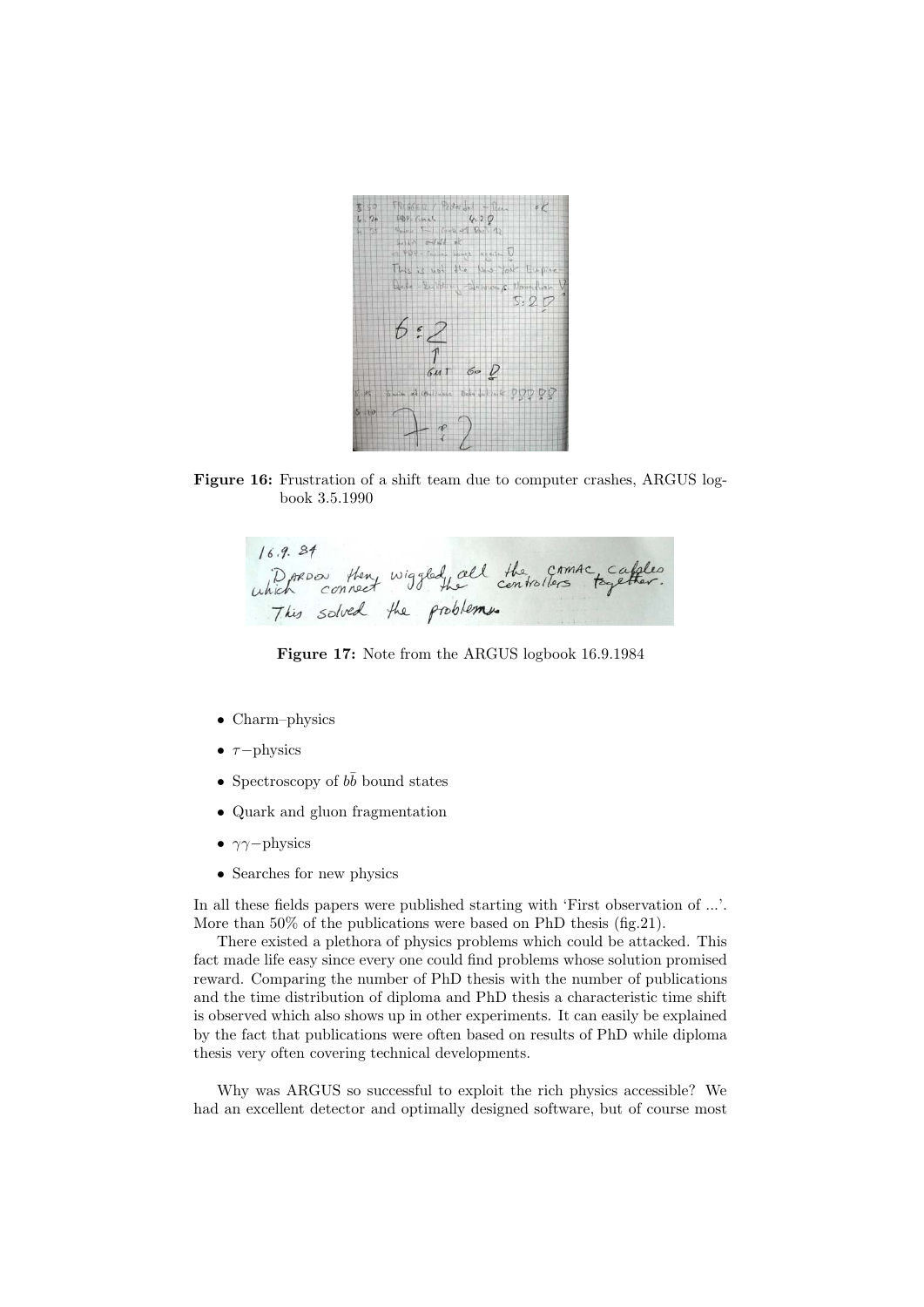**Figure 16:** Frustration of a shift team due to computer crashes, ARGUS logbook 3.5.1990

**Figure 17:** Note from the ARGUS logbook 16.9.1984

- Charm–physics
- $\tau-$physics
- Spectroscopy of $b\bar{b}$ bound states
- Quark and gluon fragmentation
- $\gamma\gamma-$physics
- Searches for new physics

In all these fields papers were published starting with 'First observation of ...'. More than 50% of the publications were based on PhD thesis (fig.21).

There existed a plethora of physics problems which could be attacked. This fact made life easy since every one could find problems whose solution promised reward. Comparing the number of PhD thesis with the number of publications and the time distribution of diploma and PhD thesis a characteristic time shift is observed which also shows up in other experiments. It can easily be explained by the fact that publications were often based on results of PhD while diploma thesis very often covering technical developments.

Why was ARGUS so successful to exploit the rich physics accessible? We had an excellent detector and optimally designed software, but of course most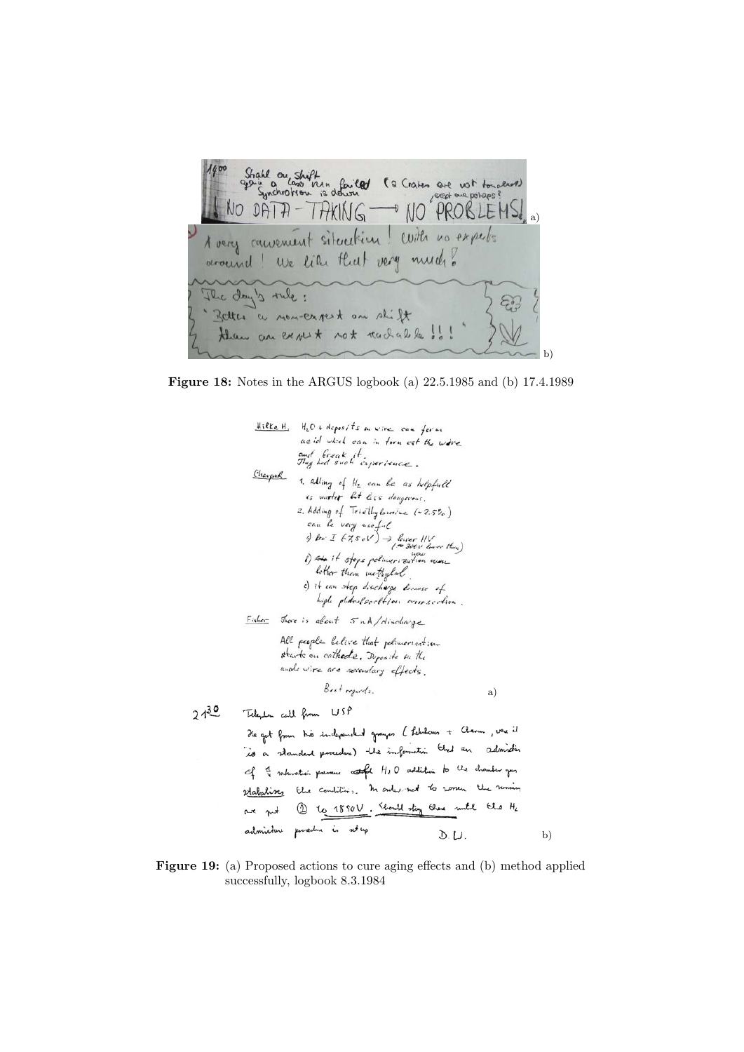Figure 18: Notes in the ARGUS logbook (a) 22.5.1985 and (b) 17.4.1989

Figure 19: (a) Proposed actions to cure aging effects and (b) method applied successfully, logbook 8.3.1984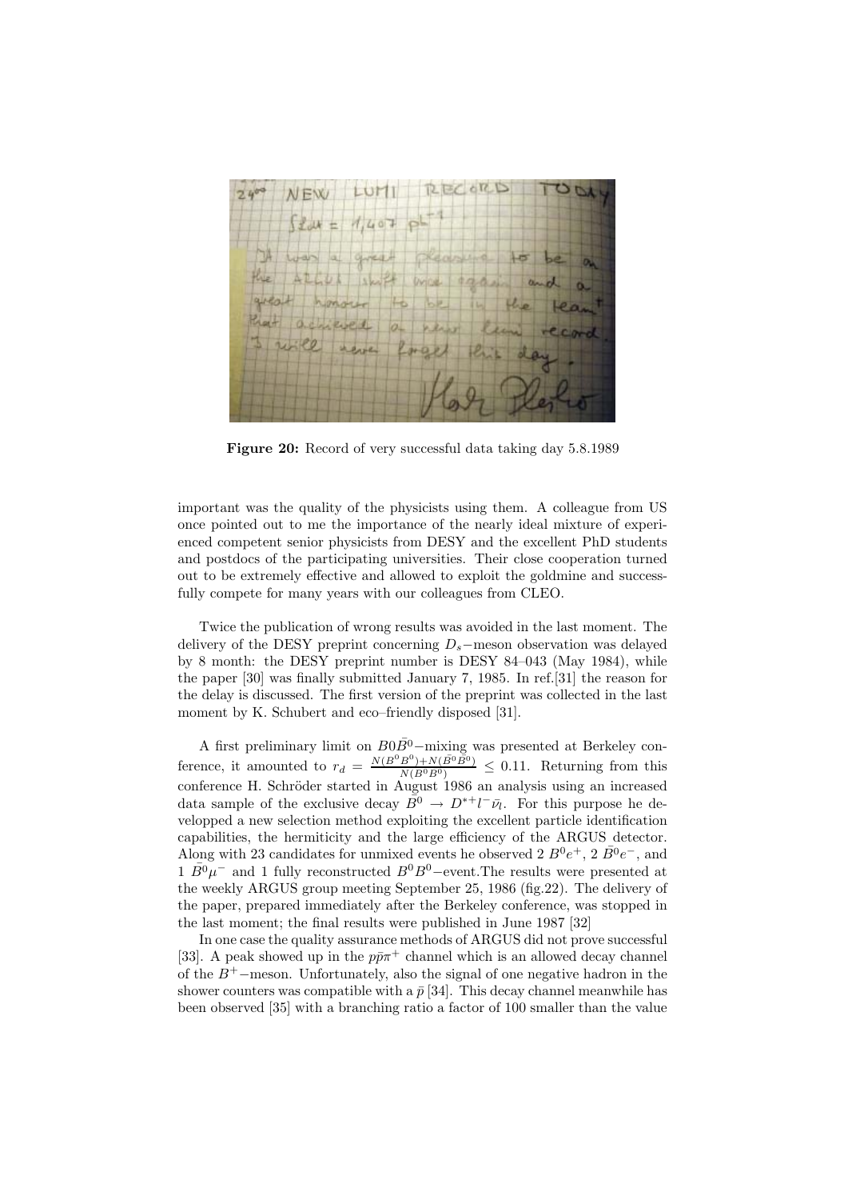Figure 20: Record of very successful data taking day 5.8.1989

important was the quality of the physicists using them. A colleague from US once pointed out to me the importance of the nearly ideal mixture of experienced competent senior physicists from DESY and the excellent PhD students and postdocs of the participating universities. Their close cooperation turned out to be extremely effective and allowed to exploit the goldmine and successfully compete for many years with our colleagues from CLEO.

Twice the publication of wrong results was avoided in the last moment. The delivery of the DESY preprint concerning $D_s-$meson observation was delayed by 8 month: the DESY preprint number is DESY 84–043 (May 1984), while the paper [30] was finally submitted January 7, 1985. In ref.[31] the reason for the delay is discussed. The first version of the preprint was collected in the last moment by K. Schubert and eco–friendly disposed [31].

A first preliminary limit on $B0\bar{B}^0-$mixing was presented at Berkeley conference, it amounted to $r_d = \frac{N(B^0B^0)+N(\bar{B}^0\bar{B}^0)}{N(B^0\bar{B}^0)} \leq 0.11$. Returning from this conference H. Schröder started in August 1986 an analysis using an increased data sample of the exclusive decay $\bar{B}^0 \rightarrow D^{*+}l^-\bar{\nu_l}$. For this purpose he developped a new selection method exploiting the excellent particle identification capabilities, the hermiticity and the large efficiency of the ARGUS detector. Along with 23 candidates for unmixed events he observed 2 $B^0e^+$, 2 $\bar{B}^0e^-$, and 1 $\bar{B}^0\mu^-$ and 1 fully reconstructed $B^0B^0-$event.The results were presented at the weekly ARGUS group meeting September 25, 1986 (fig.22). The delivery of the paper, prepared immediately after the Berkeley conference, was stopped in the last moment; the final results were published in June 1987 [32]

In one case the quality assurance methods of ARGUS did not prove successful [33]. A peak showed up in the $p\bar{p}\pi^+$ channel which is an allowed decay channel of the $B^+-$meson. Unfortunately, also the signal of one negative hadron in the shower counters was compatible with a $\bar{p}$ [34]. This decay channel meanwhile has been observed [35] with a branching ratio a factor of 100 smaller than the value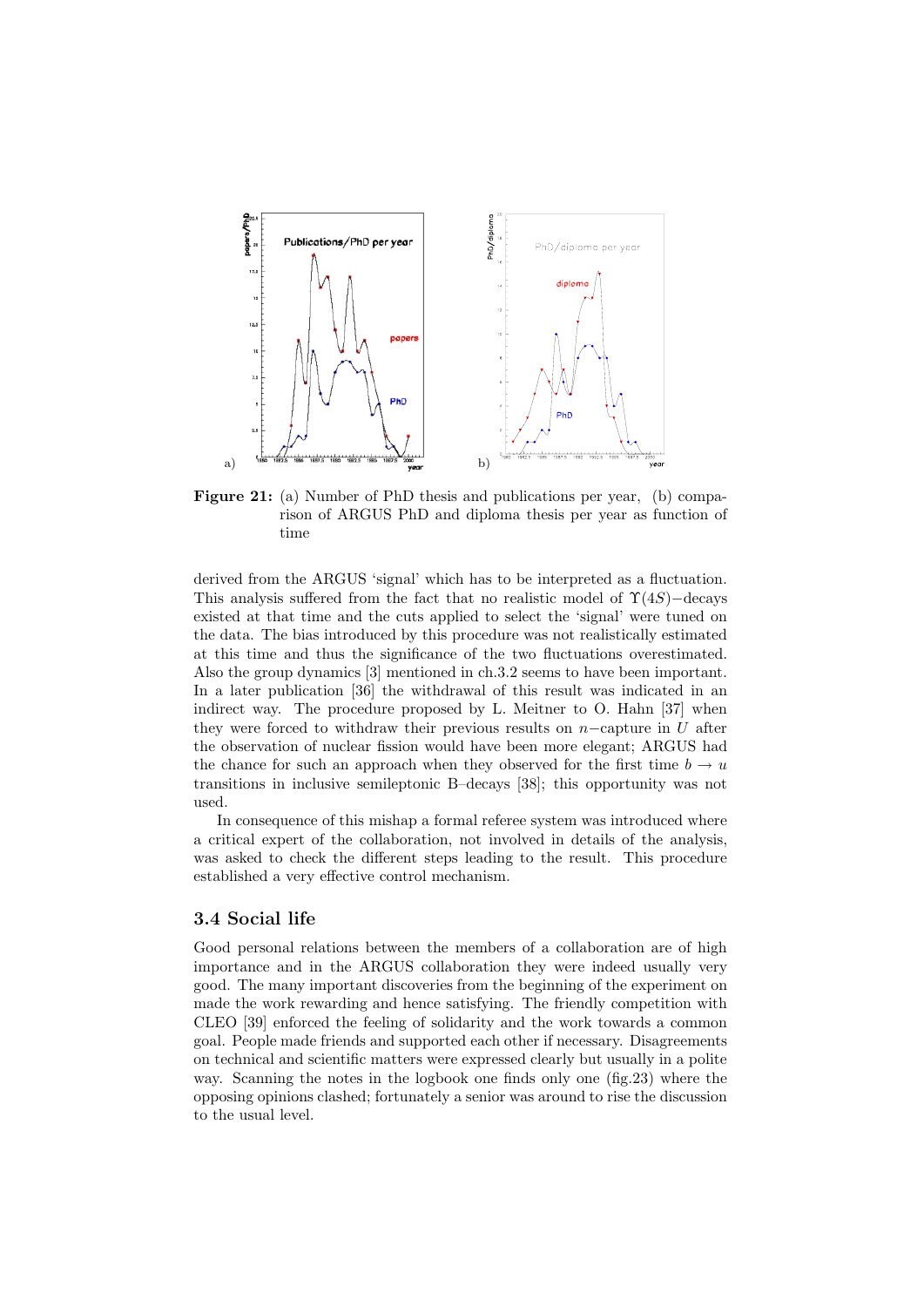**Figure 21:** (a) Number of PhD thesis and publications per year, (b) comparison of ARGUS PhD and diploma thesis per year as function of time

derived from the ARGUS 'signal' which has to be interpreted as a fluctuation. This analysis suffered from the fact that no realistic model of $\Upsilon(4S)-$decays existed at that time and the cuts applied to select the 'signal' were tuned on the data. The bias introduced by this procedure was not realistically estimated at this time and thus the significance of the two fluctuations overestimated. Also the group dynamics [3] mentioned in ch.3.2 seems to have been important. In a later publication [36] the withdrawal of this result was indicated in an indirect way. The procedure proposed by L. Meitner to O. Hahn [37] when they were forced to withdraw their previous results on $n-$capture in $U$ after the observation of nuclear fission would have been more elegant; ARGUS had the chance for such an approach when they observed for the first time $b \to u$ transitions in inclusive semileptonic B–decays [38]; this opportunity was not used.

In consequence of this mishap a formal referee system was introduced where a critical expert of the collaboration, not involved in details of the analysis, was asked to check the different steps leading to the result. This procedure established a very effective control mechanism.

## 3.4 Social life

Good personal relations between the members of a collaboration are of high importance and in the ARGUS collaboration they were indeed usually very good. The many important discoveries from the beginning of the experiment on made the work rewarding and hence satisfying. The friendly competition with CLEO [39] enforced the feeling of solidarity and the work towards a common goal. People made friends and supported each other if necessary. Disagreements on technical and scientific matters were expressed clearly but usually in a polite way. Scanning the notes in the logbook one finds only one (fig.23) where the opposing opinions clashed; fortunately a senior was around to rise the discussion to the usual level.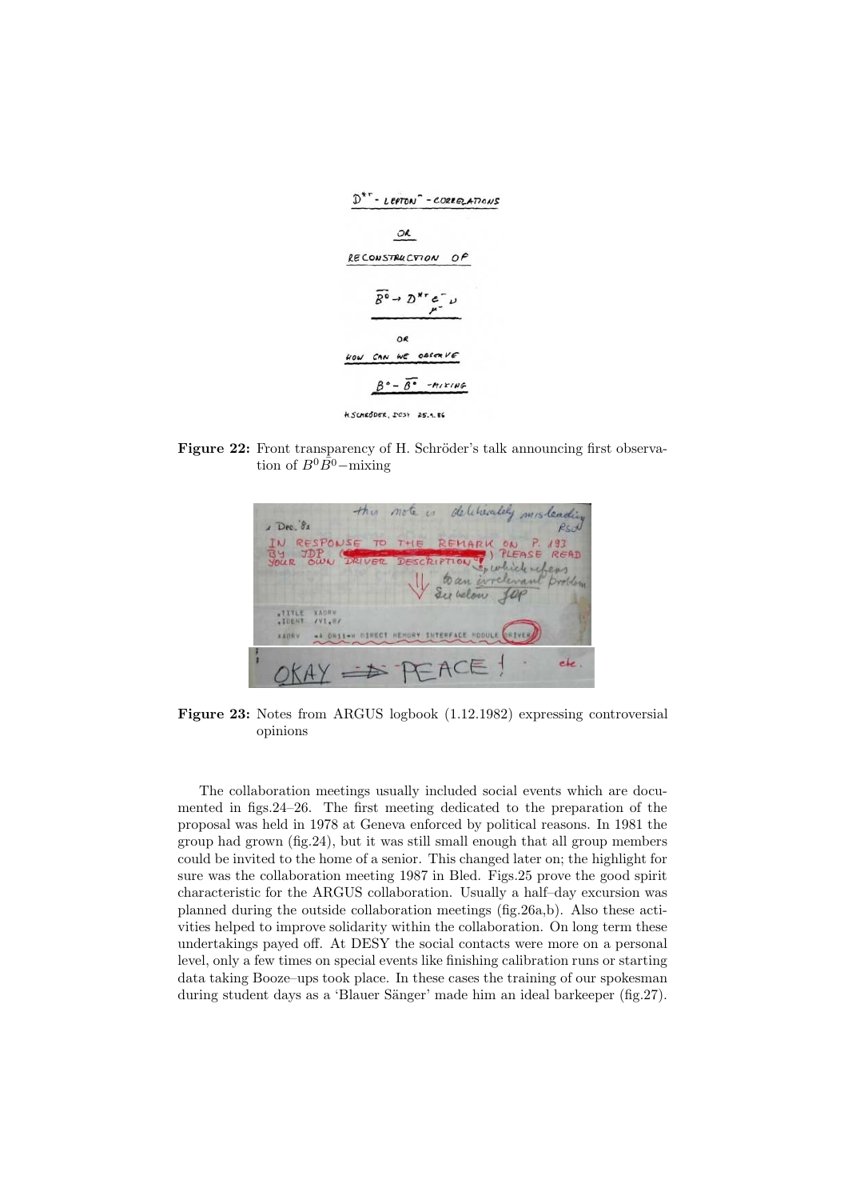Figure 22: Front transparency of H. Schröder's talk announcing first observation of $B^0\bar{B}^0-$mixing

Figure 23: Notes from ARGUS logbook (1.12.1982) expressing controversial opinions

The collaboration meetings usually included social events which are documented in figs.24–26. The first meeting dedicated to the preparation of the proposal was held in 1978 at Geneva enforced by political reasons. In 1981 the group had grown (fig.24), but it was still small enough that all group members could be invited to the home of a senior. This changed later on; the highlight for sure was the collaboration meeting 1987 in Bled. Figs.25 prove the good spirit characteristic for the ARGUS collaboration. Usually a half–day excursion was planned during the outside collaboration meetings (fig.26a,b). Also these activities helped to improve solidarity within the collaboration. On long term these undertakings payed off. At DESY the social contacts were more on a personal level, only a few times on special events like finishing calibration runs or starting data taking Booze–ups took place. In these cases the training of our spokesman during student days as a 'Blauer Sänger' made him an ideal barkeeper (fig.27).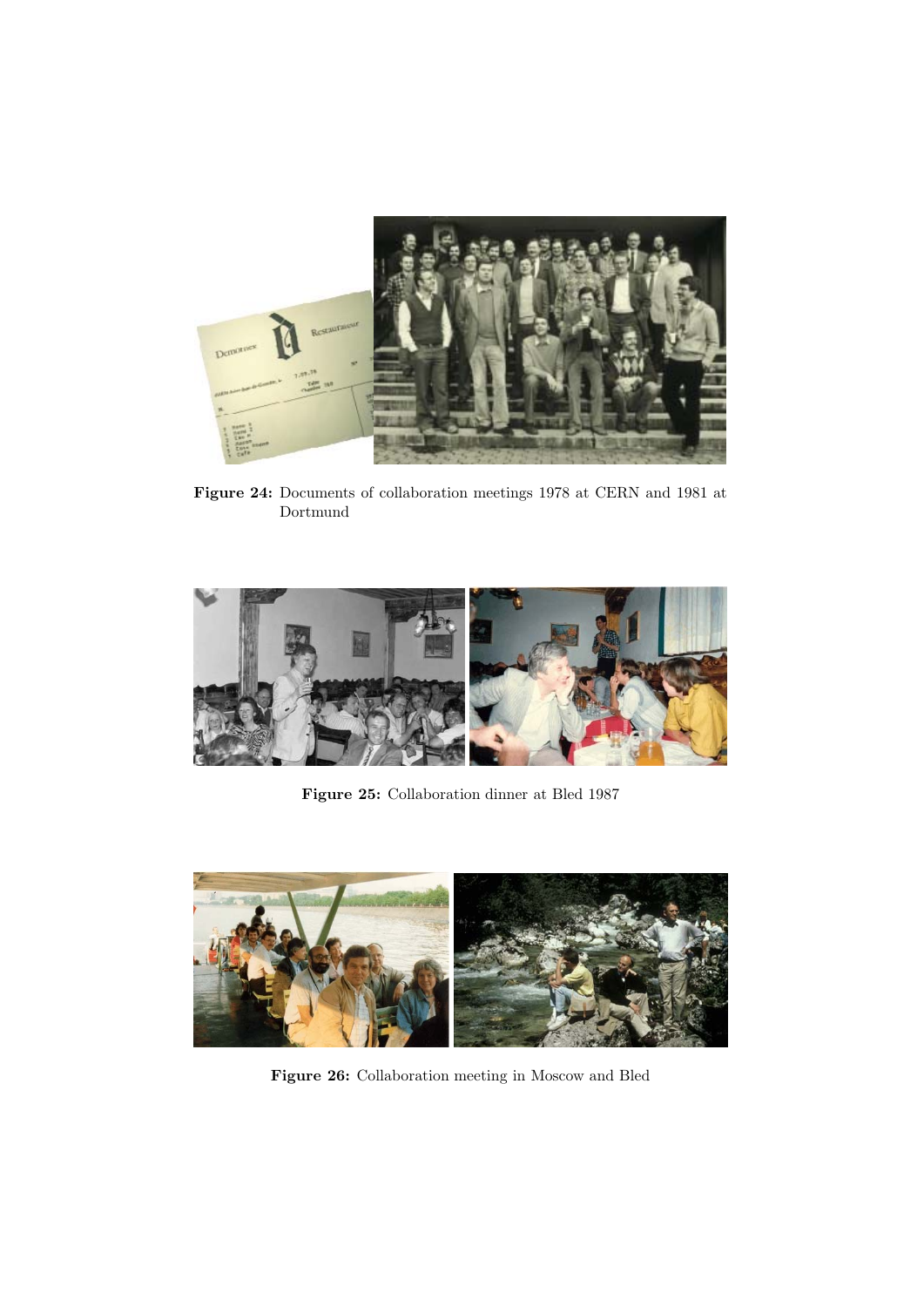**Figure 24:** Documents of collaboration meetings 1978 at CERN and 1981 at Dortmund

**Figure 25:** Collaboration dinner at Bled 1987

**Figure 26:** Collaboration meeting in Moscow and Bled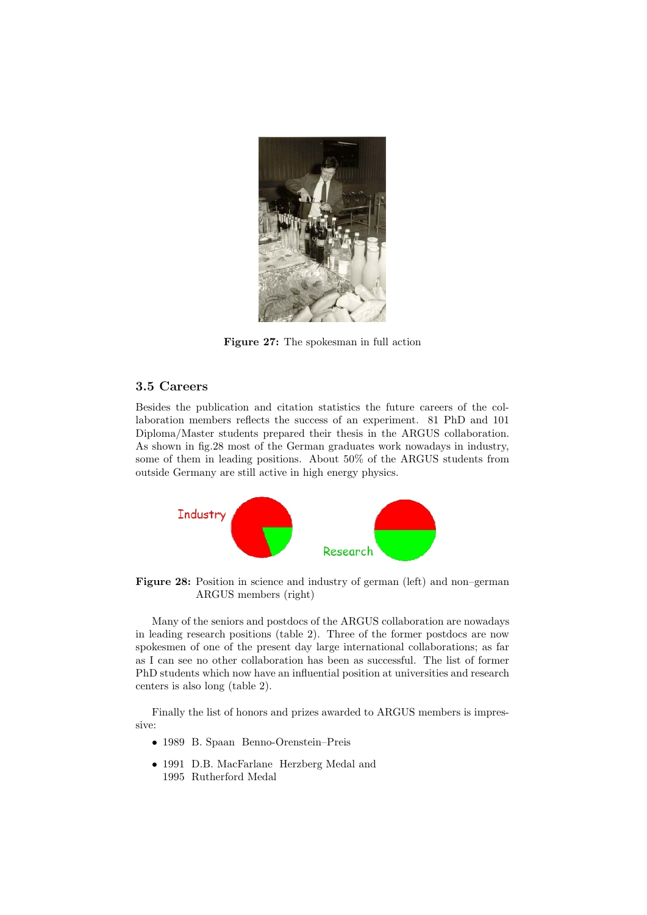Figure 27: The spokesman in full action

### 3.5 Careers

Besides the publication and citation statistics the future careers of the collaboration members reflects the success of an experiment. 81 PhD and 101 Diploma/Master students prepared their thesis in the ARGUS collaboration. As shown in fig.28 most of the German graduates work nowadays in industry, some of them in leading positions. About 50% of the ARGUS students from outside Germany are still active in high energy physics.

Industry

Research

**Figure 28:** Position in science and industry of german (left) and non–german ARGUS members (right)

Many of the seniors and postdocs of the ARGUS collaboration are nowadays in leading research positions (table 2). Three of the former postdocs are now spokesmen of one of the present day large international collaborations; as far as I can see no other collaboration has been as successful. The list of former PhD students which now have an influential position at universities and research centers is also long (table 2).

Finally the list of honors and prizes awarded to ARGUS members is impressive:

- 1989 B. Spaan Benno-Orenstein–Preis
- 1991 D.B. MacFarlane Herzberg Medal and
  1995 Rutherford Medal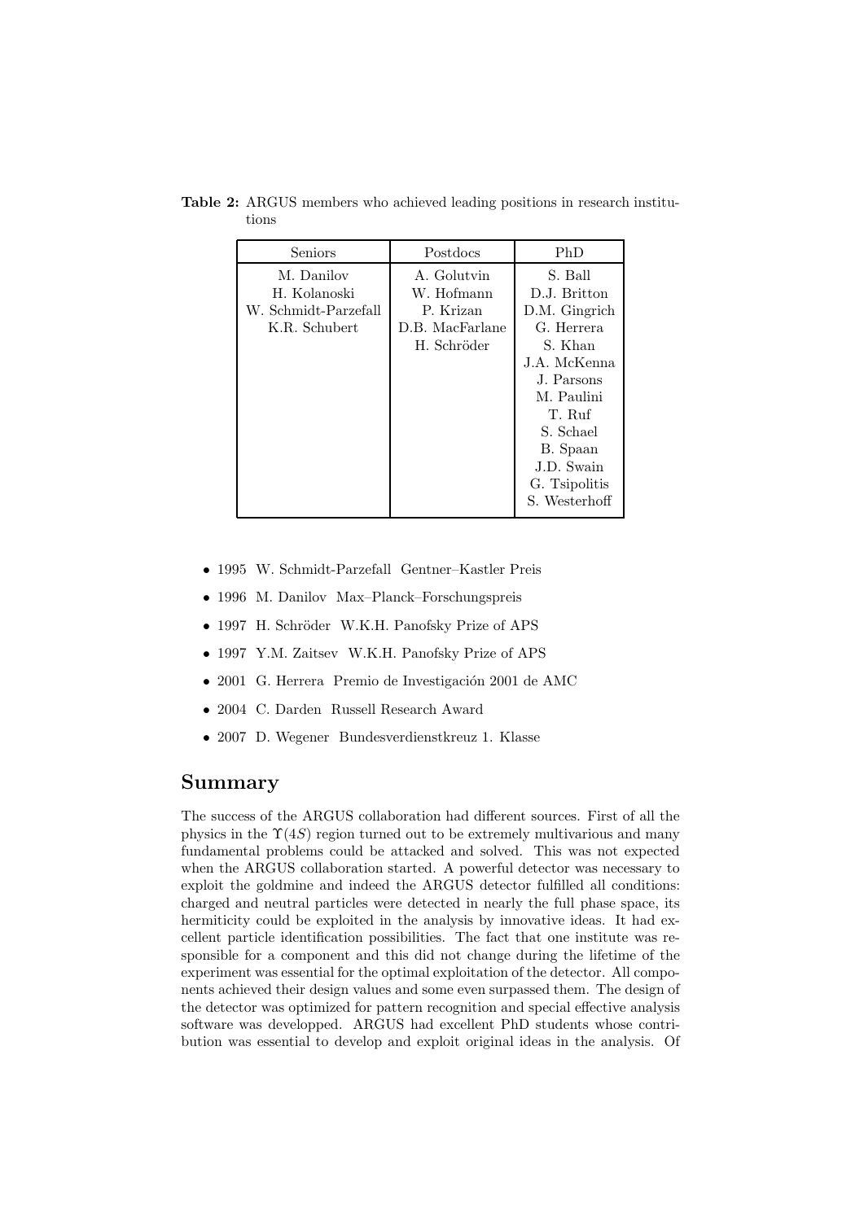**Table 2:** ARGUS members who achieved leading positions in research institutions

| Seniors | Postdocs | PhD |
|---|---|---|
| M. Danilov | A. Golutvin | S. Ball |
| H. Kolanoski | W. Hofmann | D.J. Britton |
| W. Schmidt-Parzefall | P. Krizan | D.M. Gingrich |
| K.R. Schubert | D.B. MacFarlane | G. Herrera |
| | H. Schröder | S. Khan |
| | | J.A. McKenna |
| | | J. Parsons |
| | | M. Paulini |
| | | T. Ruf |
| | | S. Schael |
| | | B. Spaan |
| | | J.D. Swain |
| | | G. Tsipolitis |
| | | S. Westerhoff |

- 1995 W. Schmidt-Parzefall Gentner–Kastler Preis
- 1996 M. Danilov Max–Planck–Forschungspreis
- 1997 H. Schröder W.K.H. Panofsky Prize of APS
- 1997 Y.M. Zaitsev W.K.H. Panofsky Prize of APS
- 2001 G. Herrera Premio de Investigación 2001 de AMC
- 2004 C. Darden Russell Research Award
- 2007 D. Wegener Bundesverdienstkreuz 1. Klasse

## Summary

The success of the ARGUS collaboration had different sources. First of all the physics in the $\Upsilon(4S)$ region turned out to be extremely multivarious and many fundamental problems could be attacked and solved. This was not expected when the ARGUS collaboration started. A powerful detector was necessary to exploit the goldmine and indeed the ARGUS detector fulfilled all conditions: charged and neutral particles were detected in nearly the full phase space, its hermiticity could be exploited in the analysis by innovative ideas. It had excellent particle identification possibilities. The fact that one institute was responsible for a component and this did not change during the lifetime of the experiment was essential for the optimal exploitation of the detector. All components achieved their design values and some even surpassed them. The design of the detector was optimized for pattern recognition and special effective analysis software was developped. ARGUS had excellent PhD students whose contribution was essential to develop and exploit original ideas in the analysis. Of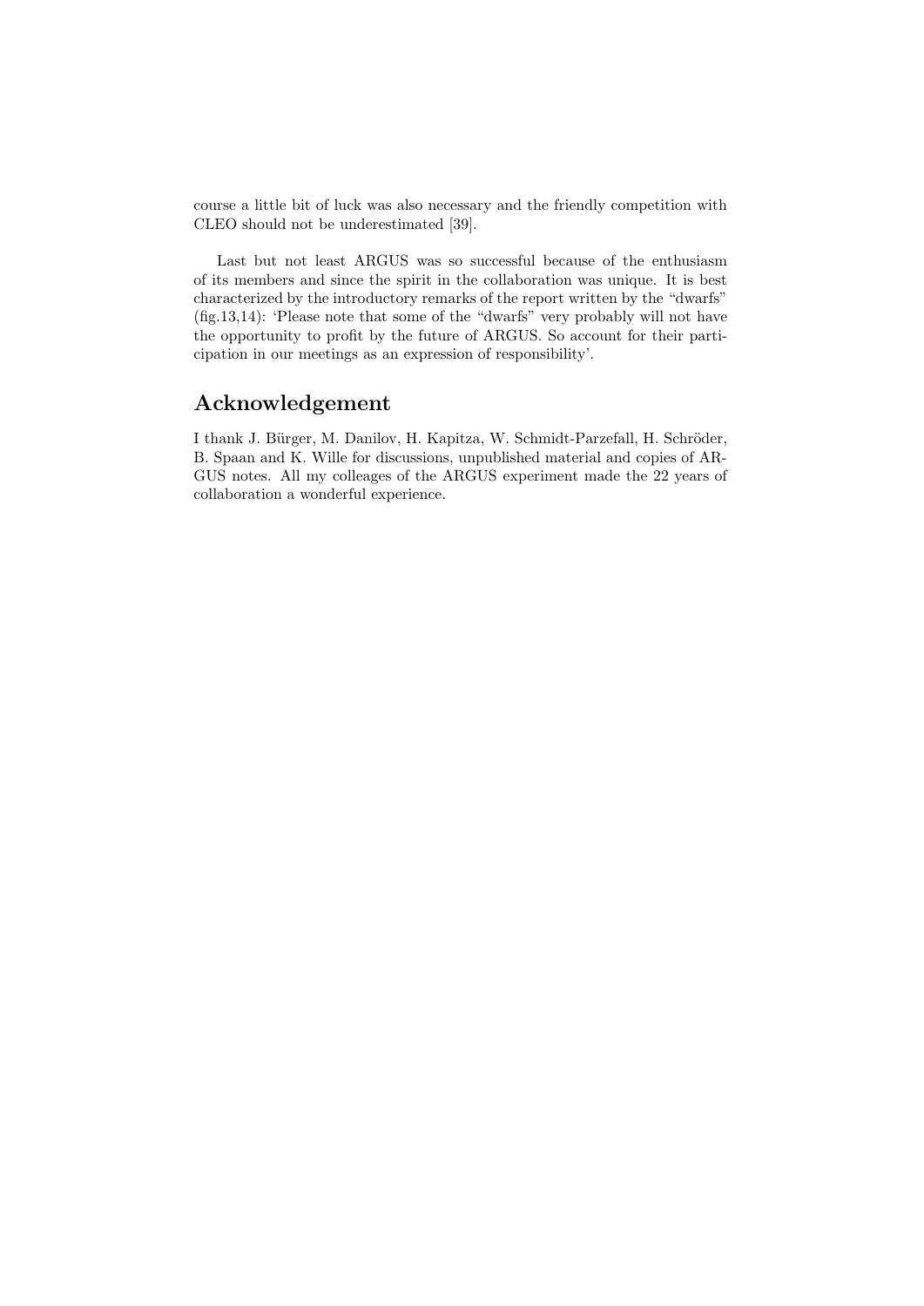course a little bit of luck was also necessary and the friendly competition with CLEO should not be underestimated [39].

Last but not least ARGUS was so successful because of the enthusiasm of its members and since the spirit in the collaboration was unique. It is best characterized by the introductory remarks of the report written by the "dwarfs" (fig.13,14): 'Please note that some of the "dwarfs" very probably will not have the opportunity to profit by the future of ARGUS. So account for their participation in our meetings as an expression of responsibility'.

## Acknowledgement

I thank J. Bürger, M. Danilov, H. Kapitza, W. Schmidt-Parzefall, H. Schröder, B. Spaan and K. Wille for discussions, unpublished material and copies of ARGUS notes. All my colleages of the ARGUS experiment made the 22 years of collaboration a wonderful experience.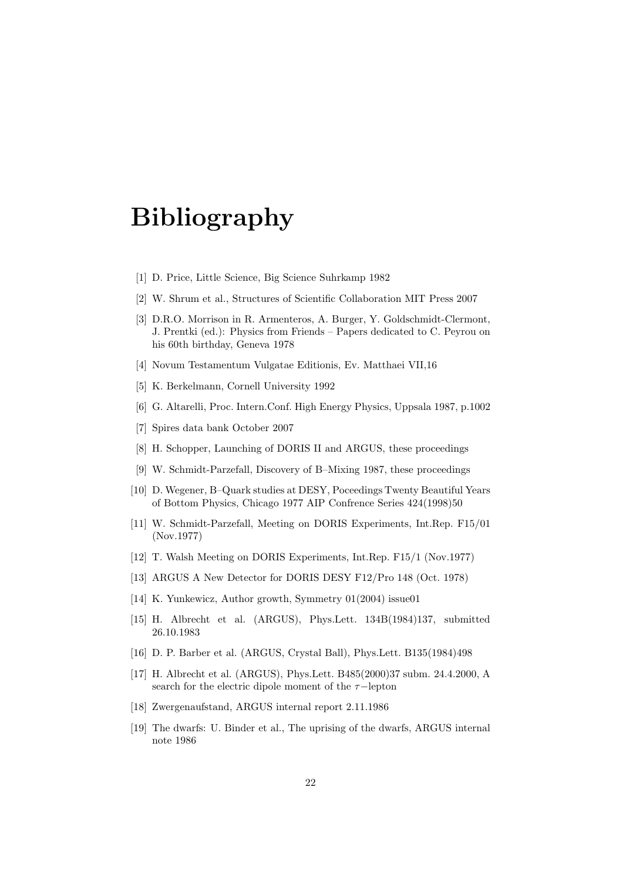# Bibliography

[1] D. Price, Little Science, Big Science Suhrkamp 1982

[2] W. Shrum et al., Structures of Scientific Collaboration MIT Press 2007

[3] D.R.O. Morrison in R. Armenteros, A. Burger, Y. Goldschmidt-Clermont, J. Prentki (ed.): Physics from Friends – Papers dedicated to C. Peyrou on his 60th birthday, Geneva 1978

[4] Novum Testamentum Vulgatae Editionis, Ev. Matthaei VII,16

[5] K. Berkelmann, Cornell University 1992

[6] G. Altarelli, Proc. Intern.Conf. High Energy Physics, Uppsala 1987, p.1002

[7] Spires data bank October 2007

[8] H. Schopper, Launching of DORIS II and ARGUS, these proceedings

[9] W. Schmidt-Parzefall, Discovery of B–Mixing 1987, these proceedings

[10] D. Wegener, B–Quark studies at DESY, Poceedings Twenty Beautiful Years of Bottom Physics, Chicago 1977 AIP Confrence Series 424(1998)50

[11] W. Schmidt-Parzefall, Meeting on DORIS Experiments, Int.Rep. F15/01 (Nov.1977)

[12] T. Walsh Meeting on DORIS Experiments, Int.Rep. F15/1 (Nov.1977)

[13] ARGUS A New Detector for DORIS DESY F12/Pro 148 (Oct. 1978)

[14] K. Yunkewicz, Author growth, Symmetry 01(2004) issue01

[15] H. Albrecht et al. (ARGUS), Phys.Lett. 134B(1984)137, submitted 26.10.1983

[16] D. P. Barber et al. (ARGUS, Crystal Ball), Phys.Lett. B135(1984)498

[17] H. Albrecht et al. (ARGUS), Phys.Lett. B485(2000)37 subm. 24.4.2000, A search for the electric dipole moment of the $\tau-$lepton

[18] Zwergenaufstand, ARGUS internal report 2.11.1986

[19] The dwarfs: U. Binder et al., The uprising of the dwarfs, ARGUS internal note 1986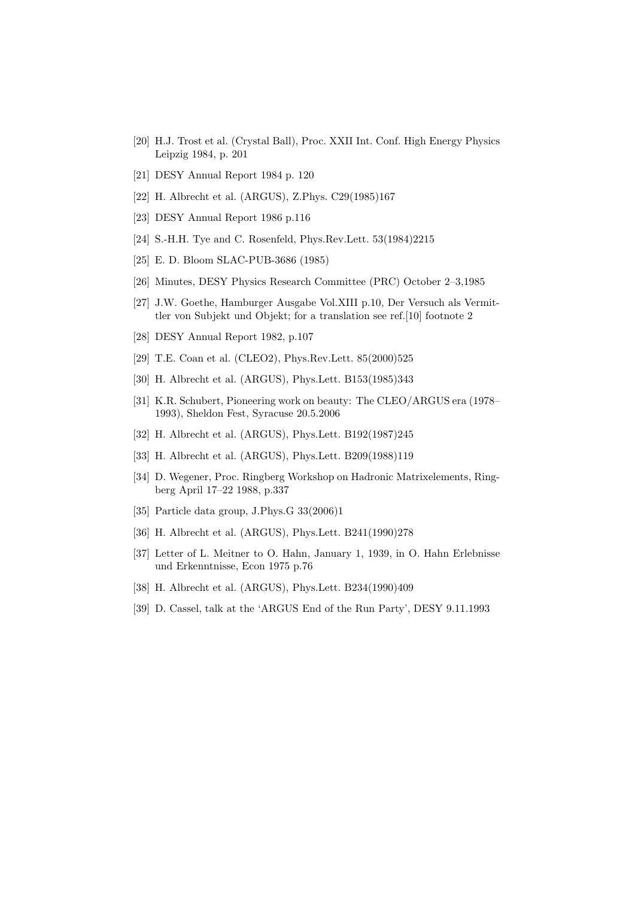[20] H.J. Trost et al. (Crystal Ball), Proc. XXII Int. Conf. High Energy Physics Leipzig 1984, p. 201

[21] DESY Annual Report 1984 p. 120

[22] H. Albrecht et al. (ARGUS), Z.Phys. C29(1985)167

[23] DESY Annual Report 1986 p.116

[24] S.-H.H. Tye and C. Rosenfeld, Phys.Rev.Lett. 53(1984)2215

[25] E. D. Bloom SLAC-PUB-3686 (1985)

[26] Minutes, DESY Physics Research Committee (PRC) October 2–3,1985

[27] J.W. Goethe, Hamburger Ausgabe Vol.XIII p.10, Der Versuch als Vermittler von Subjekt und Objekt; for a translation see ref.[10] footnote 2

[28] DESY Annual Report 1982, p.107

[29] T.E. Coan et al. (CLEO2), Phys.Rev.Lett. 85(2000)525

[30] H. Albrecht et al. (ARGUS), Phys.Lett. B153(1985)343

[31] K.R. Schubert, Pioneering work on beauty: The CLEO/ARGUS era (1978–1993), Sheldon Fest, Syracuse 20.5.2006

[32] H. Albrecht et al. (ARGUS), Phys.Lett. B192(1987)245

[33] H. Albrecht et al. (ARGUS), Phys.Lett. B209(1988)119

[34] D. Wegener, Proc. Ringberg Workshop on Hadronic Matrixelements, Ringberg April 17–22 1988, p.337

[35] Particle data group, J.Phys.G 33(2006)1

[36] H. Albrecht et al. (ARGUS), Phys.Lett. B241(1990)278

[37] Letter of L. Meitner to O. Hahn, January 1, 1939, in O. Hahn Erlebnisse und Erkenntnisse, Econ 1975 p.76

[38] H. Albrecht et al. (ARGUS), Phys.Lett. B234(1990)409

[39] D. Cassel, talk at the 'ARGUS End of the Run Party', DESY 9.11.1993